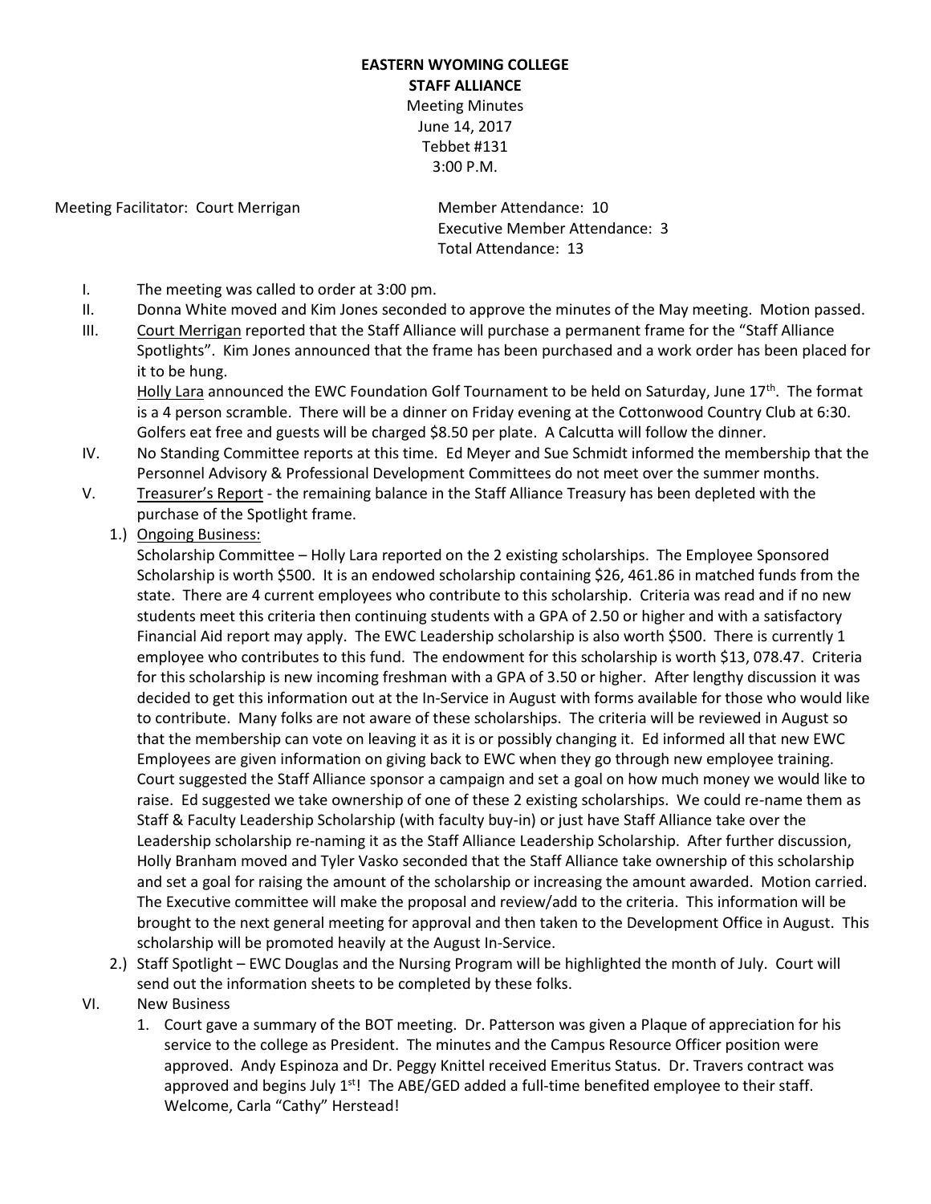**EASTERN WYOMING COLLEGE**
**STAFF ALLIANCE**
Meeting Minutes
June 14, 2017
Tebbet #131
3:00 P.M.

Meeting Facilitator: Court Merrigan

Member Attendance: 10
Executive Member Attendance: 3
Total Attendance: 13

I. The meeting was called to order at 3:00 pm.

II. Donna White moved and Kim Jones seconded to approve the minutes of the May meeting. Motion passed.

III. Court Merrigan reported that the Staff Alliance will purchase a permanent frame for the "Staff Alliance Spotlights". Kim Jones announced that the frame has been purchased and a work order has been placed for it to be hung.

Holly Lara announced the EWC Foundation Golf Tournament to be held on Saturday, June 17th. The format is a 4 person scramble. There will be a dinner on Friday evening at the Cottonwood Country Club at 6:30. Golfers eat free and guests will be charged $8.50 per plate. A Calcutta will follow the dinner.

IV. No Standing Committee reports at this time. Ed Meyer and Sue Schmidt informed the membership that the Personnel Advisory & Professional Development Committees do not meet over the summer months.

V. Treasurer's Report - the remaining balance in the Staff Alliance Treasury has been depleted with the purchase of the Spotlight frame.

1.) Ongoing Business:

Scholarship Committee – Holly Lara reported on the 2 existing scholarships. The Employee Sponsored Scholarship is worth $500. It is an endowed scholarship containing $26, 461.86 in matched funds from the state. There are 4 current employees who contribute to this scholarship. Criteria was read and if no new students meet this criteria then continuing students with a GPA of 2.50 or higher and with a satisfactory Financial Aid report may apply. The EWC Leadership scholarship is also worth $500. There is currently 1 employee who contributes to this fund. The endowment for this scholarship is worth $13, 078.47. Criteria for this scholarship is new incoming freshman with a GPA of 3.50 or higher. After lengthy discussion it was decided to get this information out at the In-Service in August with forms available for those who would like to contribute. Many folks are not aware of these scholarships. The criteria will be reviewed in August so that the membership can vote on leaving it as it is or possibly changing it. Ed informed all that new EWC Employees are given information on giving back to EWC when they go through new employee training. Court suggested the Staff Alliance sponsor a campaign and set a goal on how much money we would like to raise. Ed suggested we take ownership of one of these 2 existing scholarships. We could re-name them as Staff & Faculty Leadership Scholarship (with faculty buy-in) or just have Staff Alliance take over the Leadership scholarship re-naming it as the Staff Alliance Leadership Scholarship. After further discussion, Holly Branham moved and Tyler Vasko seconded that the Staff Alliance take ownership of this scholarship and set a goal for raising the amount of the scholarship or increasing the amount awarded. Motion carried. The Executive committee will make the proposal and review/add to the criteria. This information will be brought to the next general meeting for approval and then taken to the Development Office in August. This scholarship will be promoted heavily at the August In-Service.

2.) Staff Spotlight – EWC Douglas and the Nursing Program will be highlighted the month of July. Court will send out the information sheets to be completed by these folks.

VI. New Business

1. Court gave a summary of the BOT meeting. Dr. Patterson was given a Plaque of appreciation for his service to the college as President. The minutes and the Campus Resource Officer position were approved. Andy Espinoza and Dr. Peggy Knittel received Emeritus Status. Dr. Travers contract was approved and begins July 1st! The ABE/GED added a full-time benefited employee to their staff. Welcome, Carla "Cathy" Herstead!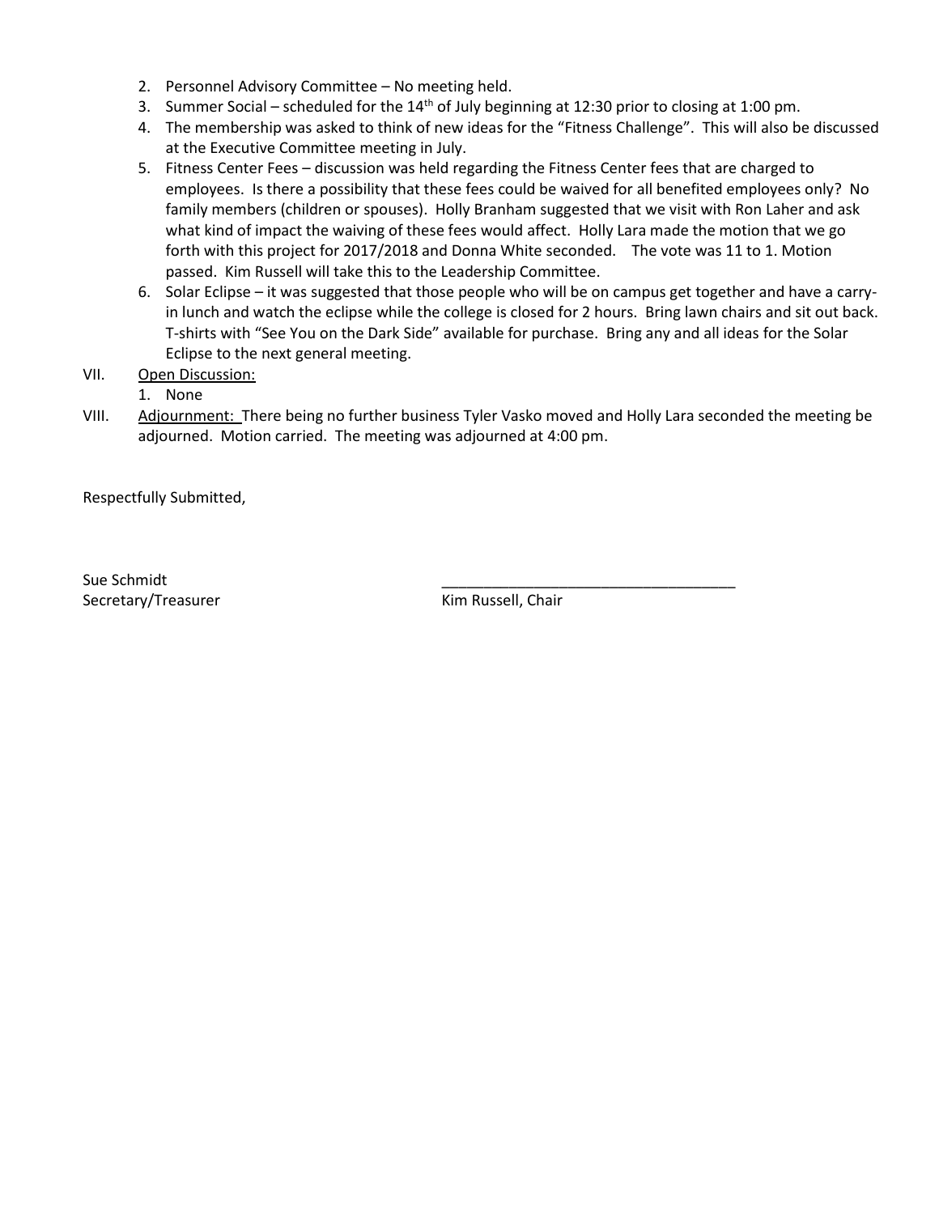2. Personnel Advisory Committee – No meeting held.
3. Summer Social – scheduled for the 14th of July beginning at 12:30 prior to closing at 1:00 pm.
4. The membership was asked to think of new ideas for the "Fitness Challenge". This will also be discussed at the Executive Committee meeting in July.
5. Fitness Center Fees – discussion was held regarding the Fitness Center fees that are charged to employees. Is there a possibility that these fees could be waived for all benefited employees only? No family members (children or spouses). Holly Branham suggested that we visit with Ron Laher and ask what kind of impact the waiving of these fees would affect. Holly Lara made the motion that we go forth with this project for 2017/2018 and Donna White seconded. The vote was 11 to 1. Motion passed. Kim Russell will take this to the Leadership Committee.
6. Solar Eclipse – it was suggested that those people who will be on campus get together and have a carry-in lunch and watch the eclipse while the college is closed for 2 hours. Bring lawn chairs and sit out back. T-shirts with "See You on the Dark Side" available for purchase. Bring any and all ideas for the Solar Eclipse to the next general meeting.

VII. Open Discussion:

1. None

VIII. Adjournment: There being no further business Tyler Vasko moved and Holly Lara seconded the meeting be adjourned. Motion carried. The meeting was adjourned at 4:00 pm.

Respectfully Submitted,

Sue Schmidt
Secretary/Treasurer

\_\_\_\_\_\_\_\_\_\_\_\_\_\_\_\_\_\_\_\_\_\_\_\_\_\_\_\_\_\_\_\_\_\_\_
Kim Russell, Chair